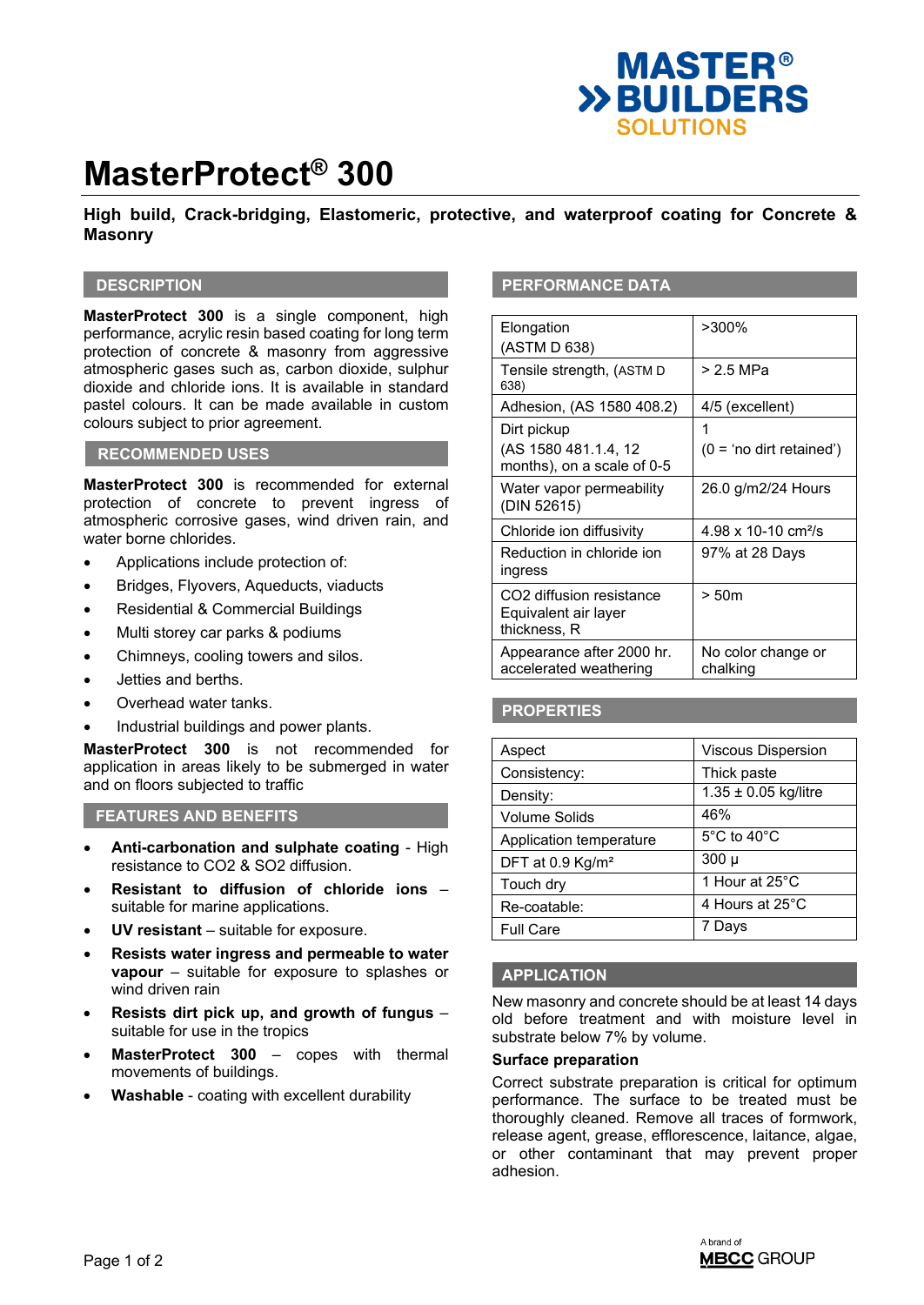# MasterProtect® 300

**High build, Crack-bridging, Elastomeric, protective, and waterproof coating for Concrete & Masonry**

## DESCRIPTION

**MasterProtect 300** is a single component, high performance, acrylic resin based coating for long term protection of concrete & masonry from aggressive atmospheric gases such as, carbon dioxide, sulphur dioxide and chloride ions. It is available in standard pastel colours. It can be made available in custom colours subject to prior agreement.

## RECOMMENDED USES

**MasterProtect 300** is recommended for external protection of concrete to prevent ingress of atmospheric corrosive gases, wind driven rain, and water borne chlorides.

- Applications include protection of:
- Bridges, Flyovers, Aqueducts, viaducts
- Residential & Commercial Buildings
- Multi storey car parks & podiums
- Chimneys, cooling towers and silos.
- Jetties and berths.
- Overhead water tanks.
- Industrial buildings and power plants.

**MasterProtect 300** is not recommended for application in areas likely to be submerged in water and on floors subjected to traffic

## FEATURES AND BENEFITS

- **Anti-carbonation and sulphate coating** - High resistance to CO2 & SO2 diffusion.
- **Resistant to diffusion of chloride ions** – suitable for marine applications.
- **UV resistant** – suitable for exposure.
- **Resists water ingress and permeable to water vapour** – suitable for exposure to splashes or wind driven rain
- **Resists dirt pick up, and growth of fungus** – suitable for use in the tropics
- **MasterProtect 300** – copes with thermal movements of buildings.
- **Washable** - coating with excellent durability

## PERFORMANCE DATA

| Property | Value |
|---|---|
| Elongation (ASTM D 638) | >300% |
| Tensile strength, (ASTM D 638) | > 2.5 MPa |
| Adhesion, (AS 1580 408.2) | 4/5 (excellent) |
| Dirt pickup (AS 1580 481.1.4, 12 months), on a scale of 0-5 | 1 (0 = 'no dirt retained') |
| Water vapor permeability (DIN 52615) | 26.0 g/m2/24 Hours |
| Chloride ion diffusivity | 4.98 x 10-10 cm²/s |
| Reduction in chloride ion ingress | 97% at 28 Days |
| CO2 diffusion resistance Equivalent air layer thickness, R | > 50m |
| Appearance after 2000 hr. accelerated weathering | No color change or chalking |

## PROPERTIES

| Property | Value |
|---|---|
| Aspect | Viscous Dispersion |
| Consistency: | Thick paste |
| Density: | 1.35 ± 0.05 kg/litre |
| Volume Solids | 46% |
| Application temperature | 5°C to 40°C |
| DFT at 0.9 Kg/m² | 300 µ |
| Touch dry | 1 Hour at 25°C |
| Re-coatable: | 4 Hours at 25°C |
| Full Care | 7 Days |

## APPLICATION

New masonry and concrete should be at least 14 days old before treatment and with moisture level in substrate below 7% by volume.

**Surface preparation**

Correct substrate preparation is critical for optimum performance. The surface to be treated must be thoroughly cleaned. Remove all traces of formwork, release agent, grease, efflorescence, laitance, algae, or other contaminant that may prevent proper adhesion.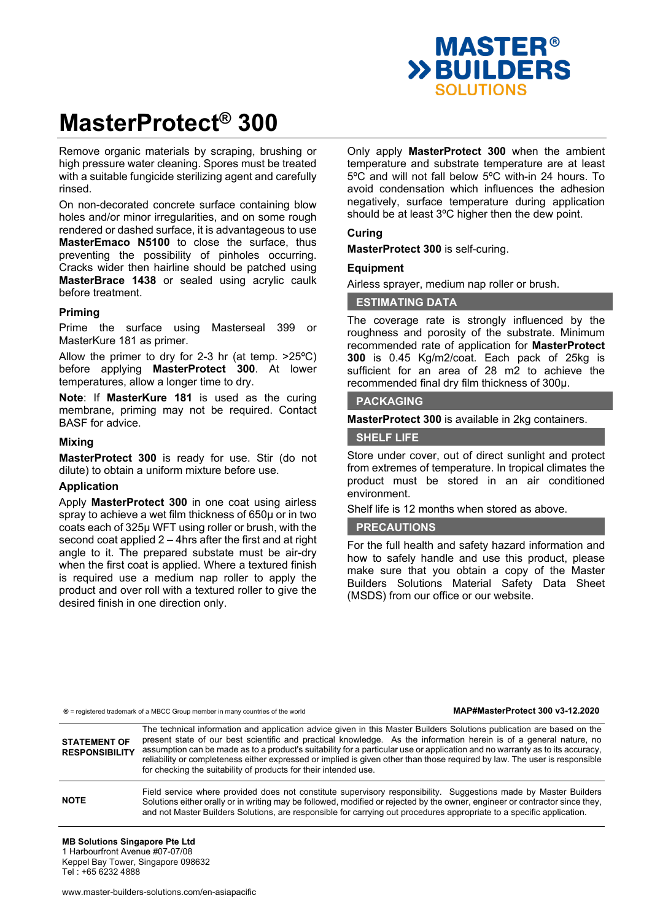# MasterProtect® 300

Remove organic materials by scraping, brushing or high pressure water cleaning. Spores must be treated with a suitable fungicide sterilizing agent and carefully rinsed.

On non-decorated concrete surface containing blow holes and/or minor irregularities, and on some rough rendered or dashed surface, it is advantageous to use **MasterEmaco N5100** to close the surface, thus preventing the possibility of pinholes occurring. Cracks wider then hairline should be patched using **MasterBrace 1438** or sealed using acrylic caulk before treatment.

### Priming

Prime the surface using Masterseal 399 or MasterKure 181 as primer.

Allow the primer to dry for 2-3 hr (at temp. >25ºC) before applying **MasterProtect 300**. At lower temperatures, allow a longer time to dry.

**Note**: If **MasterKure 181** is used as the curing membrane, priming may not be required. Contact BASF for advice.

### Mixing

**MasterProtect 300** is ready for use. Stir (do not dilute) to obtain a uniform mixture before use.

### Application

Apply **MasterProtect 300** in one coat using airless spray to achieve a wet film thickness of 650µ or in two coats each of 325µ WFT using roller or brush, with the second coat applied 2 – 4hrs after the first and at right angle to it. The prepared substate must be air-dry when the first coat is applied. Where a textured finish is required use a medium nap roller to apply the product and over roll with a textured roller to give the desired finish in one direction only.

Only apply **MasterProtect 300** when the ambient temperature and substrate temperature are at least 5ºC and will not fall below 5ºC with-in 24 hours. To avoid condensation which influences the adhesion negatively, surface temperature during application should be at least 3ºC higher then the dew point.

### Curing

**MasterProtect 300** is self-curing.

### Equipment

Airless sprayer, medium nap roller or brush.

## ESTIMATING DATA

The coverage rate is strongly influenced by the roughness and porosity of the substrate. Minimum recommended rate of application for **MasterProtect 300** is 0.45 Kg/m2/coat. Each pack of 25kg is sufficient for an area of 28 m2 to achieve the recommended final dry film thickness of 300µ.

## PACKAGING

**MasterProtect 300** is available in 2kg containers.

## SHELF LIFE

Store under cover, out of direct sunlight and protect from extremes of temperature. In tropical climates the product must be stored in an air conditioned environment.

Shelf life is 12 months when stored as above.

## PRECAUTIONS

For the full health and safety hazard information and how to safely handle and use this product, please make sure that you obtain a copy of the Master Builders Solutions Material Safety Data Sheet (MSDS) from our office or our website.

® = registered trademark of a MBCC Group member in many countries of the world

**MAP#MasterProtect 300 v3-12.2020**

| | |
|---|---|
| **STATEMENT OF RESPONSIBILITY** | The technical information and application advice given in this Master Builders Solutions publication are based on the present state of our best scientific and practical knowledge. As the information herein is of a general nature, no assumption can be made as to a product's suitability for a particular use or application and no warranty as to its accuracy, reliability or completeness either expressed or implied is given other than those required by law. The user is responsible for checking the suitability of products for their intended use. |
| **NOTE** | Field service where provided does not constitute supervisory responsibility. Suggestions made by Master Builders Solutions either orally or in writing may be followed, modified or rejected by the owner, engineer or contractor since they, and not Master Builders Solutions, are responsible for carrying out procedures appropriate to a specific application. |

**MB Solutions Singapore Pte Ltd**
1 Harbourfront Avenue #07-07/08
Keppel Bay Tower, Singapore 098632
Tel : +65 6232 4888

www.master-builders-solutions.com/en-asiapacific